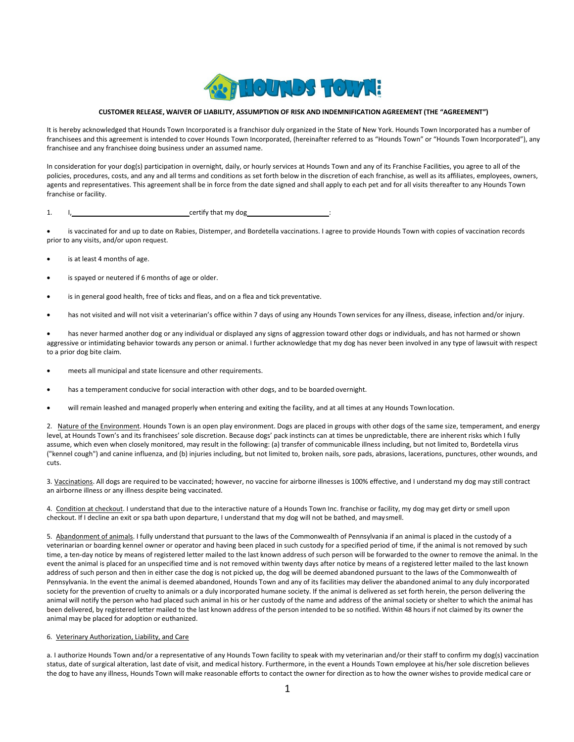# CUSTOMER RELEASE, WAIVER OF LIABILITY, ASSUMPTION OF RISK AND INDEMNIFICATION AGREEMENT (THE "AGREEMENT")

It is hereby acknowledged that Hounds Town Incorporated is a franchisor duly organized in the State of New York. Hounds Town Incorporated has a number of franchisees and this agreement is intended to cover Hounds Town Incorporated, (hereinafter referred to as "Hounds Town" or "Hounds Town Incorporated"), any franchisee and any franchisee doing business under an assumed name.

In consideration for your dog(s) participation in overnight, daily, or hourly services at Hounds Town and any of its Franchise Facilities, you agree to all of the policies, procedures, costs, and any and all terms and conditions as set forth below in the discretion of each franchise, as well as its affiliates, employees, owners, agents and representatives. This agreement shall be in force from the date signed and shall apply to each pet and for all visits thereafter to any Hounds Town franchise or facility.

1. I,\_\_\_\_\_\_\_\_\_\_\_\_\_\_\_\_\_\_\_\_\_\_\_\_\_\_\_\_\_\_certify that my dog\_\_\_\_\_\_\_\_\_\_\_\_\_\_\_\_\_\_\_\_\_\_:

- is vaccinated for and up to date on Rabies, Distemper, and Bordetella vaccinations. I agree to provide Hounds Town with copies of vaccination records prior to any visits, and/or upon request.
- is at least 4 months of age.
- is spayed or neutered if 6 months of age or older.
- is in general good health, free of ticks and fleas, and on a flea and tick preventative.
- has not visited and will not visit a veterinarian's office within 7 days of using any Hounds Town services for any illness, disease, infection and/or injury.
- has never harmed another dog or any individual or displayed any signs of aggression toward other dogs or individuals, and has not harmed or shown aggressive or intimidating behavior towards any person or animal. I further acknowledge that my dog has never been involved in any type of lawsuit with respect to a prior dog bite claim.
- meets all municipal and state licensure and other requirements.
- has a temperament conducive for social interaction with other dogs, and to be boarded overnight.
- will remain leashed and managed properly when entering and exiting the facility, and at all times at any Hounds Town location.

2. Nature of the Environment. Hounds Town is an open play environment. Dogs are placed in groups with other dogs of the same size, temperament, and energy level, at Hounds Town's and its franchisees' sole discretion. Because dogs' pack instincts can at times be unpredictable, there are inherent risks which I fully assume, which even when closely monitored, may result in the following: (a) transfer of communicable illness including, but not limited to, Bordetella virus ("kennel cough") and canine influenza, and (b) injuries including, but not limited to, broken nails, sore pads, abrasions, lacerations, punctures, other wounds, and cuts.

3. Vaccinations. All dogs are required to be vaccinated; however, no vaccine for airborne illnesses is 100% effective, and I understand my dog may still contract an airborne illness or any illness despite being vaccinated.

4. Condition at checkout. I understand that due to the interactive nature of a Hounds Town Inc. franchise or facility, my dog may get dirty or smell upon checkout. If I decline an exit or spa bath upon departure, I understand that my dog will not be bathed, and may smell.

5. Abandonment of animals. I fully understand that pursuant to the laws of the Commonwealth of Pennsylvania if an animal is placed in the custody of a veterinarian or boarding kennel owner or operator and having been placed in such custody for a specified period of time, if the animal is not removed by such time, a ten-day notice by means of registered letter mailed to the last known address of such person will be forwarded to the owner to remove the animal. In the event the animal is placed for an unspecified time and is not removed within twenty days after notice by means of a registered letter mailed to the last known address of such person and then in either case the dog is not picked up, the dog will be deemed abandoned pursuant to the laws of the Commonwealth of Pennsylvania. In the event the animal is deemed abandoned, Hounds Town and any of its facilities may deliver the abandoned animal to any duly incorporated society for the prevention of cruelty to animals or a duly incorporated humane society. If the animal is delivered as set forth herein, the person delivering the animal will notify the person who had placed such animal in his or her custody of the name and address of the animal society or shelter to which the animal has been delivered, by registered letter mailed to the last known address of the person intended to be so notified. Within 48 hours if not claimed by its owner the animal may be placed for adoption or euthanized.

6. Veterinary Authorization, Liability, and Care

a. I authorize Hounds Town and/or a representative of any Hounds Town facility to speak with my veterinarian and/or their staff to confirm my dog(s) vaccination status, date of surgical alteration, last date of visit, and medical history. Furthermore, in the event a Hounds Town employee at his/her sole discretion believes the dog to have any illness, Hounds Town will make reasonable efforts to contact the owner for direction as to how the owner wishes to provide medical care or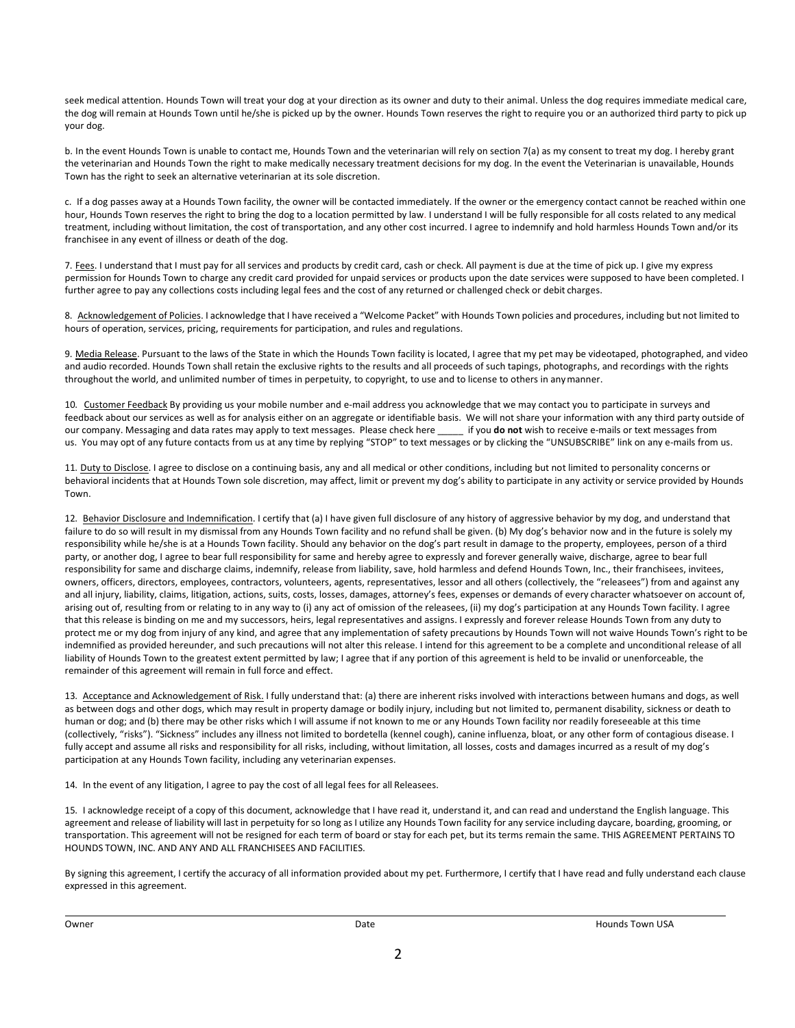seek medical attention. Hounds Town will treat your dog at your direction as its owner and duty to their animal. Unless the dog requires immediate medical care, the dog will remain at Hounds Town until he/she is picked up by the owner. Hounds Town reserves the right to require you or an authorized third party to pick up your dog.

b. In the event Hounds Town is unable to contact me, Hounds Town and the veterinarian will rely on section 7(a) as my consent to treat my dog. I hereby grant the veterinarian and Hounds Town the right to make medically necessary treatment decisions for my dog. In the event the Veterinarian is unavailable, Hounds Town has the right to seek an alternative veterinarian at its sole discretion.

c. If a dog passes away at a Hounds Town facility, the owner will be contacted immediately. If the owner or the emergency contact cannot be reached within one hour, Hounds Town reserves the right to bring the dog to a location permitted by law. I understand I will be fully responsible for all costs related to any medical treatment, including without limitation, the cost of transportation, and any other cost incurred. I agree to indemnify and hold harmless Hounds Town and/or its franchisee in any event of illness or death of the dog.

7. Fees. I understand that I must pay for all services and products by credit card, cash or check. All payment is due at the time of pick up. I give my express permission for Hounds Town to charge any credit card provided for unpaid services or products upon the date services were supposed to have been completed. I further agree to pay any collections costs including legal fees and the cost of any returned or challenged check or debit charges.

8. Acknowledgement of Policies. I acknowledge that I have received a "Welcome Packet" with Hounds Town policies and procedures, including but not limited to hours of operation, services, pricing, requirements for participation, and rules and regulations.

9. Media Release. Pursuant to the laws of the State in which the Hounds Town facility is located, I agree that my pet may be videotaped, photographed, and video and audio recorded. Hounds Town shall retain the exclusive rights to the results and all proceeds of such tapings, photographs, and recordings with the rights throughout the world, and unlimited number of times in perpetuity, to copyright, to use and to license to others in any manner.

10. Customer Feedback By providing us your mobile number and e-mail address you acknowledge that we may contact you to participate in surveys and feedback about our services as well as for analysis either on an aggregate or identifiable basis. We will not share your information with any third party outside of our company. Messaging and data rates may apply to text messages. Please check here _____ if you **do not** wish to receive e-mails or text messages from us. You may opt of any future contacts from us at any time by replying "STOP" to text messages or by clicking the "UNSUBSCRIBE" link on any e-mails from us.

11. Duty to Disclose. I agree to disclose on a continuing basis, any and all medical or other conditions, including but not limited to personality concerns or behavioral incidents that at Hounds Town sole discretion, may affect, limit or prevent my dog's ability to participate in any activity or service provided by Hounds Town.

12. Behavior Disclosure and Indemnification. I certify that (a) I have given full disclosure of any history of aggressive behavior by my dog, and understand that failure to do so will result in my dismissal from any Hounds Town facility and no refund shall be given. (b) My dog's behavior now and in the future is solely my responsibility while he/she is at a Hounds Town facility. Should any behavior on the dog's part result in damage to the property, employees, person of a third party, or another dog, I agree to bear full responsibility for same and hereby agree to expressly and forever generally waive, discharge, agree to bear full responsibility for same and discharge claims, indemnify, release from liability, save, hold harmless and defend Hounds Town, Inc., their franchisees, invitees, owners, officers, directors, employees, contractors, volunteers, agents, representatives, lessor and all others (collectively, the "releasees") from and against any and all injury, liability, claims, litigation, actions, suits, costs, losses, damages, attorney's fees, expenses or demands of every character whatsoever on account of, arising out of, resulting from or relating to in any way to (i) any act of omission of the releasees, (ii) my dog's participation at any Hounds Town facility. I agree that this release is binding on me and my successors, heirs, legal representatives and assigns. I expressly and forever release Hounds Town from any duty to protect me or my dog from injury of any kind, and agree that any implementation of safety precautions by Hounds Town will not waive Hounds Town's right to be indemnified as provided hereunder, and such precautions will not alter this release. I intend for this agreement to be a complete and unconditional release of all liability of Hounds Town to the greatest extent permitted by law; I agree that if any portion of this agreement is held to be invalid or unenforceable, the remainder of this agreement will remain in full force and effect.

13. Acceptance and Acknowledgement of Risk. I fully understand that: (a) there are inherent risks involved with interactions between humans and dogs, as well as between dogs and other dogs, which may result in property damage or bodily injury, including but not limited to, permanent disability, sickness or death to human or dog; and (b) there may be other risks which I will assume if not known to me or any Hounds Town facility nor readily foreseeable at this time (collectively, "risks"). "Sickness" includes any illness not limited to bordetella (kennel cough), canine influenza, bloat, or any other form of contagious disease. I fully accept and assume all risks and responsibility for all risks, including, without limitation, all losses, costs and damages incurred as a result of my dog's participation at any Hounds Town facility, including any veterinarian expenses.

14. In the event of any litigation, I agree to pay the cost of all legal fees for all Releasees.

15. I acknowledge receipt of a copy of this document, acknowledge that I have read it, understand it, and can read and understand the English language. This agreement and release of liability will last in perpetuity for so long as I utilize any Hounds Town facility for any service including daycare, boarding, grooming, or transportation. This agreement will not be resigned for each term of board or stay for each pet, but its terms remain the same. THIS AGREEMENT PERTAINS TO HOUNDS TOWN, INC. AND ANY AND ALL FRANCHISEES AND FACILITIES.

By signing this agreement, I certify the accuracy of all information provided about my pet. Furthermore, I certify that I have read and fully understand each clause expressed in this agreement.

Owner Date Hounds Town USA